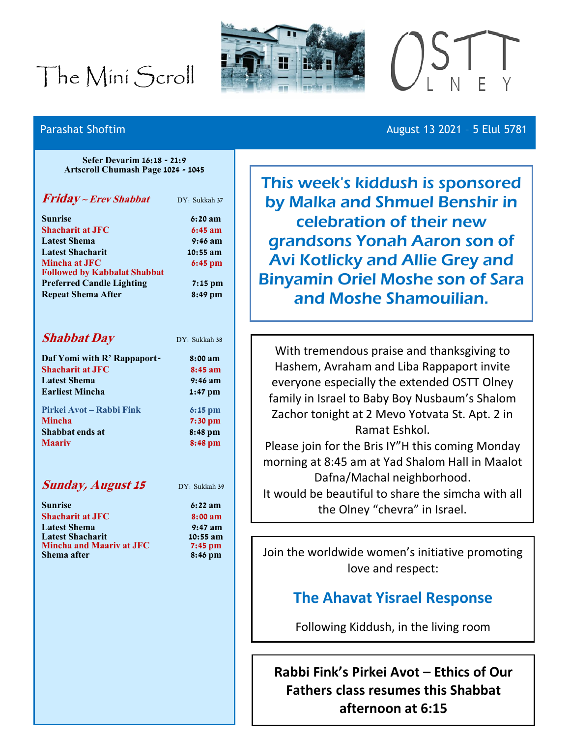# The Mini Scroll

OSTT OLNEY

**Parashat Shoftim** — August 13 2021 – 5 Elul 5781

**Sefer Devarim 16:18 - 21:9**
**Artscroll Chumash Page 1024 - 1045**

### *Friday ~ Erev Shabbat* — DY: Sukkah 37

| | |
|---|---|
| **Sunrise** | **6:20 am** |
| **Shacharit at JFC** | **6:45 am** |
| **Latest Shema** | **9:46 am** |
| **Latest Shacharit** | **10:55 am** |
| **Mincha at JFC** | **6:45 pm** |
| **Followed by Kabbalat Shabbat** | |
| **Preferred Candle Lighting** | **7:15 pm** |
| **Repeat Shema After** | **8:49 pm** |

### *Shabbat Day* — DY: Sukkah 38

| | |
|---|---|
| **Daf Yomi with R' Rappaport-** | **8:00 am** |
| **Shacharit at JFC** | **8:45 am** |
| **Latest Shema** | **9:46 am** |
| **Earliest Mincha** | **1:47 pm** |
| **Pirkei Avot – Rabbi Fink** | **6:15 pm** |
| **Mincha** | **7:30 pm** |
| **Shabbat ends at** | **8:48 pm** |
| **Maariv** | **8:48 pm** |

### *Sunday, August 15* — DY: Sukkah 39

| | |
|---|---|
| **Sunrise** | **6:22 am** |
| **Shacharit at JFC** | **8:00 am** |
| **Latest Shema** | **9:47 am** |
| **Latest Shacharit** | **10:55 am** |
| **Mincha and Maariv at JFC** | **7:45 pm** |
| **Shema after** | **8:46 pm** |

---

This week's kiddush is sponsored by Malka and Shmuel Benshir in celebration of their new grandsons Yonah Aaron son of Avi Kotlicky and Allie Grey and Binyamin Oriel Moshe son of Sara and Moshe Shamouilian.

---

With tremendous praise and thanksgiving to Hashem, Avraham and Liba Rappaport invite everyone especially the extended OSTT Olney family in Israel to Baby Boy Nusbaum's Shalom Zachor tonight at 2 Mevo Yotvata St. Apt. 2 in Ramat Eshkol.

Please join for the Bris IY"H this coming Monday morning at 8:45 am at Yad Shalom Hall in Maalot Dafna/Machal neighborhood.

It would be beautiful to share the simcha with all the Olney "chevra" in Israel.

---

Join the worldwide women's initiative promoting love and respect:

## The Ahavat Yisrael Response

Following Kiddush, in the living room

---

**Rabbi Fink's Pirkei Avot – Ethics of Our Fathers class resumes this Shabbat afternoon at 6:15**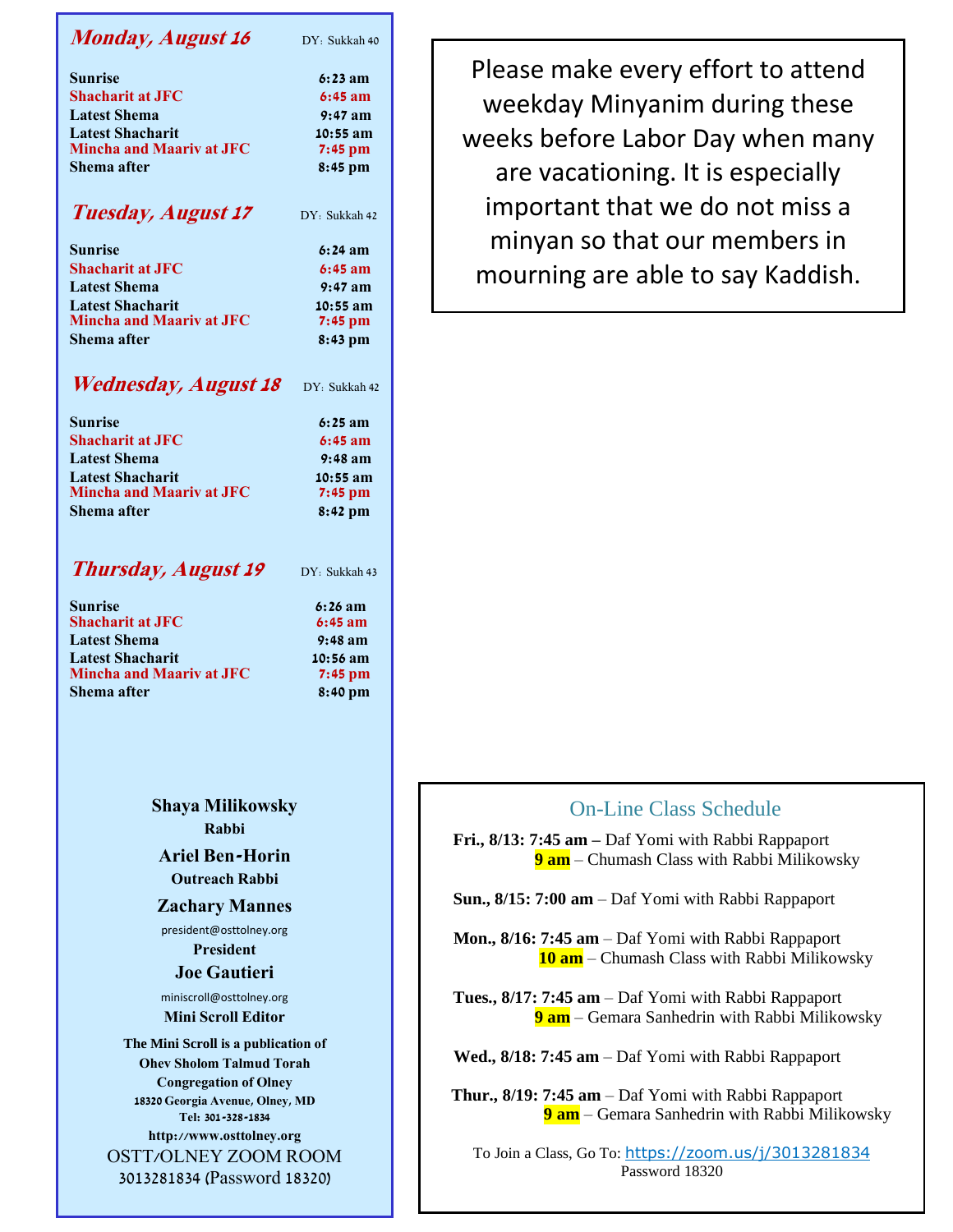## *Monday, August 16*

DY: Sukkah 40

| | |
|---|---|
| **Sunrise** | **6:23 am** |
| **Shacharit at JFC** | **6:45 am** |
| **Latest Shema** | **9:47 am** |
| **Latest Shacharit** | **10:55 am** |
| **Mincha and Maariv at JFC** | **7:45 pm** |
| **Shema after** | **8:45 pm** |

## *Tuesday, August 17*

DY: Sukkah 42

| | |
|---|---|
| **Sunrise** | **6:24 am** |
| **Shacharit at JFC** | **6:45 am** |
| **Latest Shema** | **9:47 am** |
| **Latest Shacharit** | **10:55 am** |
| **Mincha and Maariv at JFC** | **7:45 pm** |
| **Shema after** | **8:43 pm** |

## *Wednesday, August 18*

DY: Sukkah 42

| | |
|---|---|
| **Sunrise** | **6:25 am** |
| **Shacharit at JFC** | **6:45 am** |
| **Latest Shema** | **9:48 am** |
| **Latest Shacharit** | **10:55 am** |
| **Mincha and Maariv at JFC** | **7:45 pm** |
| **Shema after** | **8:42 pm** |

## *Thursday, August 19*

DY: Sukkah 43

| | |
|---|---|
| **Sunrise** | **6:26 am** |
| **Shacharit at JFC** | **6:45 am** |
| **Latest Shema** | **9:48 am** |
| **Latest Shacharit** | **10:56 am** |
| **Mincha and Maariv at JFC** | **7:45 pm** |
| **Shema after** | **8:40 pm** |

**Shaya Milikowsky**
**Rabbi**

**Ariel Ben-Horin**
**Outreach Rabbi**

**Zachary Mannes**
president@osttolney.org
**President**

**Joe Gautieri**
miniscroll@osttolney.org
**Mini Scroll Editor**

**The Mini Scroll is a publication of**
**Ohev Sholom Talmud Torah**
**Congregation of Olney**
**18320 Georgia Avenue, Olney, MD**
**Tel: 301-328-1834**
**http://www.osttolney.org**

OSTT/OLNEY ZOOM ROOM
3013281834 (Password 18320)

Please make every effort to attend weekday Minyanim during these weeks before Labor Day when many are vacationing. It is especially important that we do not miss a minyan so that our members in mourning are able to say Kaddish.

## On-Line Class Schedule

**Fri., 8/13: 7:45 am –** Daf Yomi with Rabbi Rappaport
**9 am** – Chumash Class with Rabbi Milikowsky

**Sun., 8/15: 7:00 am** – Daf Yomi with Rabbi Rappaport

**Mon., 8/16: 7:45 am** – Daf Yomi with Rabbi Rappaport
**10 am** – Chumash Class with Rabbi Milikowsky

**Tues., 8/17: 7:45 am** – Daf Yomi with Rabbi Rappaport
**9 am** – Gemara Sanhedrin with Rabbi Milikowsky

**Wed., 8/18: 7:45 am** – Daf Yomi with Rabbi Rappaport

**Thur., 8/19: 7:45 am** – Daf Yomi with Rabbi Rappaport
**9 am** – Gemara Sanhedrin with Rabbi Milikowsky

To Join a Class, Go To: https://zoom.us/j/3013281834
Password 18320